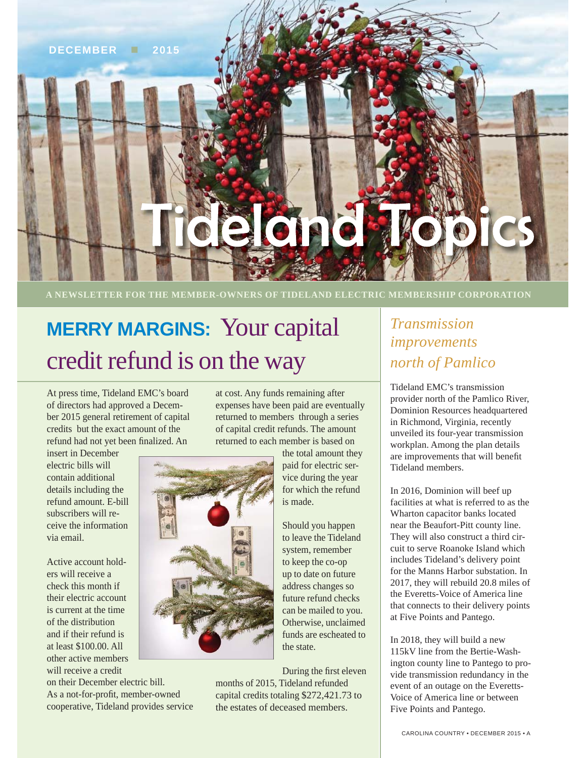DECEMBER ■ 2015

# Tideland Topics

A NEWSLETTER FOR THE MEMBER-OWNERS OF TIDELAND ELECTRIC MEMBERSHIP CORPORATION

## MERRY MARGINS: Your capital credit refund is on the way

At press time, Tideland EMC's board of directors had approved a December 2015 general retirement of capital credits but the exact amount of the refund had not yet been finalized. An insert in December electric bills will contain additional details including the refund amount. E-bill subscribers will receive the information via email.

Active account holders will receive a check this month if their electric account is current at the time of the distribution and if their refund is at least $100.00. All other active members will receive a credit on their December electric bill. As a not-for-profit, member-owned cooperative, Tideland provides service at cost. Any funds remaining after expenses have been paid are eventually returned to members through a series of capital credit refunds. The amount returned to each member is based on the total amount they paid for electric service during the year for which the refund is made.

Should you happen to leave the Tideland system, remember to keep the co-op up to date on future address changes so future refund checks can be mailed to you. Otherwise, unclaimed funds are escheated to the state.

During the first eleven months of 2015, Tideland refunded capital credits totaling $272,421.73 to the estates of deceased members.

## *Transmission improvements north of Pamlico*

Tideland EMC's transmission provider north of the Pamlico River, Dominion Resources headquartered in Richmond, Virginia, recently unveiled its four-year transmission workplan. Among the plan details are improvements that will benefit Tideland members.

In 2016, Dominion will beef up facilities at what is referred to as the Wharton capacitor banks located near the Beaufort-Pitt county line. They will also construct a third circuit to serve Roanoke Island which includes Tideland's delivery point for the Manns Harbor substation. In 2017, they will rebuild 20.8 miles of the Everetts-Voice of America line that connects to their delivery points at Five Points and Pantego.

In 2018, they will build a new 115kV line from the Bertie-Washington county line to Pantego to provide transmission redundancy in the event of an outage on the Everetts-Voice of America line or between Five Points and Pantego.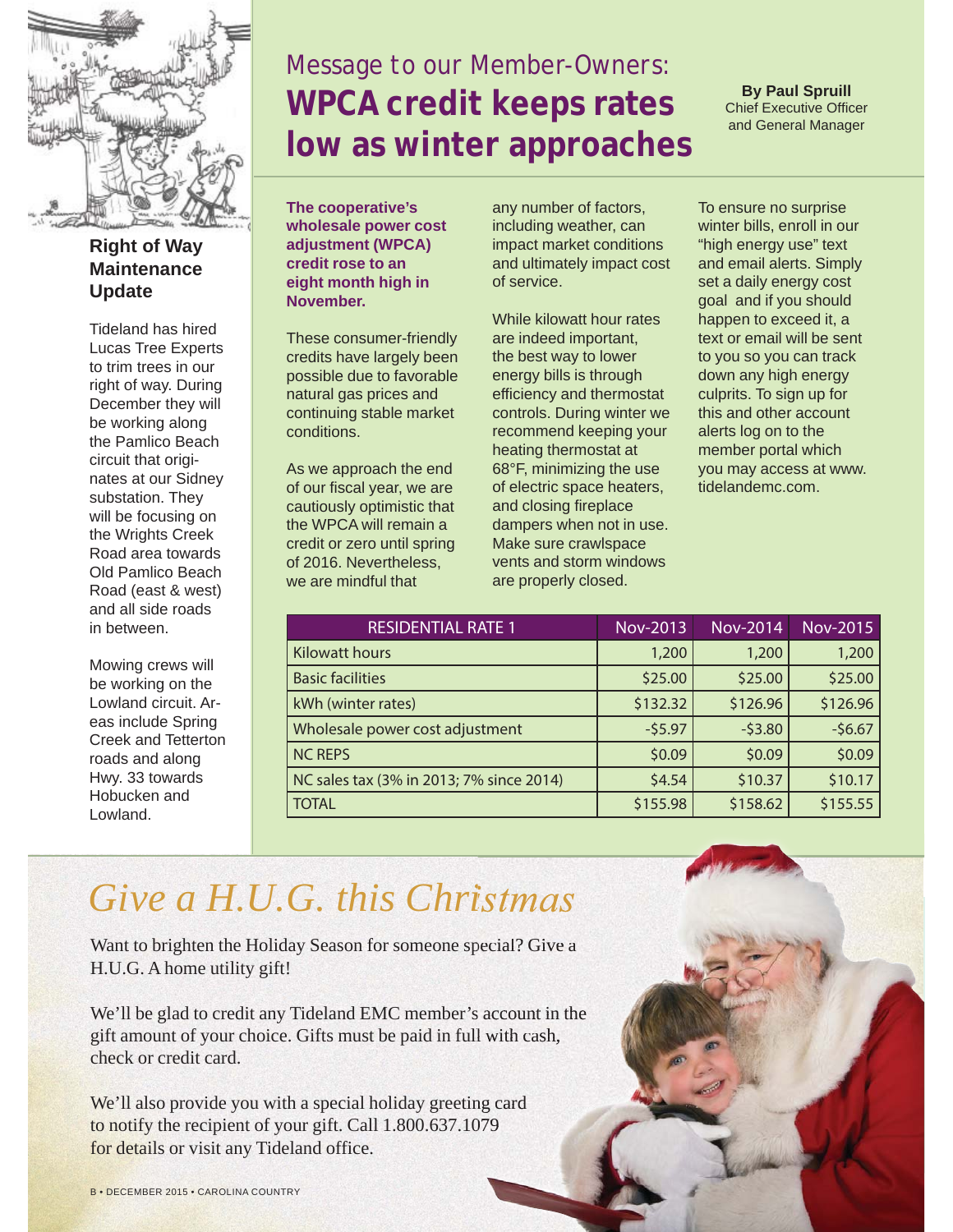## Right of Way Maintenance Update

Tideland has hired Lucas Tree Experts to trim trees in our right of way. During December they will be working along the Pamlico Beach circuit that originates at our Sidney substation. They will be focusing on the Wrights Creek Road area towards Old Pamlico Beach Road (east & west) and all side roads in between.

Mowing crews will be working on the Lowland circuit. Areas include Spring Creek and Tetterton roads and along Hwy. 33 towards Hobucken and Lowland.

# Message to our Member-Owners: WPCA credit keeps rates low as winter approaches

**By Paul Spruill**
Chief Executive Officer and General Manager

**The cooperative's wholesale power cost adjustment (WPCA) credit rose to an eight month high in November.**

These consumer-friendly credits have largely been possible due to favorable natural gas prices and continuing stable market conditions.

As we approach the end of our fiscal year, we are cautiously optimistic that the WPCA will remain a credit or zero until spring of 2016. Nevertheless, we are mindful that any number of factors, including weather, can impact market conditions and ultimately impact cost of service.

While kilowatt hour rates are indeed important, the best way to lower energy bills is through efficiency and thermostat controls. During winter we recommend keeping your heating thermostat at 68°F, minimizing the use of electric space heaters, and closing fireplace dampers when not in use. Make sure crawlspace vents and storm windows are properly closed.

To ensure no surprise winter bills, enroll in our "high energy use" text and email alerts. Simply set a daily energy cost goal and if you should happen to exceed it, a text or email will be sent to you so you can track down any high energy culprits. To sign up for this and other account alerts log on to the member portal which you may access at www.tidelandemc.com.

| RESIDENTIAL RATE 1 | Nov-2013 | Nov-2014 | Nov-2015 |
|---|---|---|---|
| Kilowatt hours | 1,200 | 1,200 | 1,200 |
| Basic facilities | $25.00 | $25.00 | $25.00 |
| kWh (winter rates) | $132.32 | $126.96 | $126.96 |
| Wholesale power cost adjustment | -$5.97 | -$3.80 | -$6.67 |
| NC REPS | $0.09 | $0.09 | $0.09 |
| NC sales tax (3% in 2013; 7% since 2014) | $4.54 | $10.37 | $10.17 |
| TOTAL | $155.98 | $158.62 | $155.55 |

# *Give a H.U.G. this Christmas*

Want to brighten the Holiday Season for someone special? Give a H.U.G. A home utility gift!

We'll be glad to credit any Tideland EMC member's account in the gift amount of your choice. Gifts must be paid in full with cash, check or credit card.

We'll also provide you with a special holiday greeting card to notify the recipient of your gift. Call 1.800.637.1079 for details or visit any Tideland office.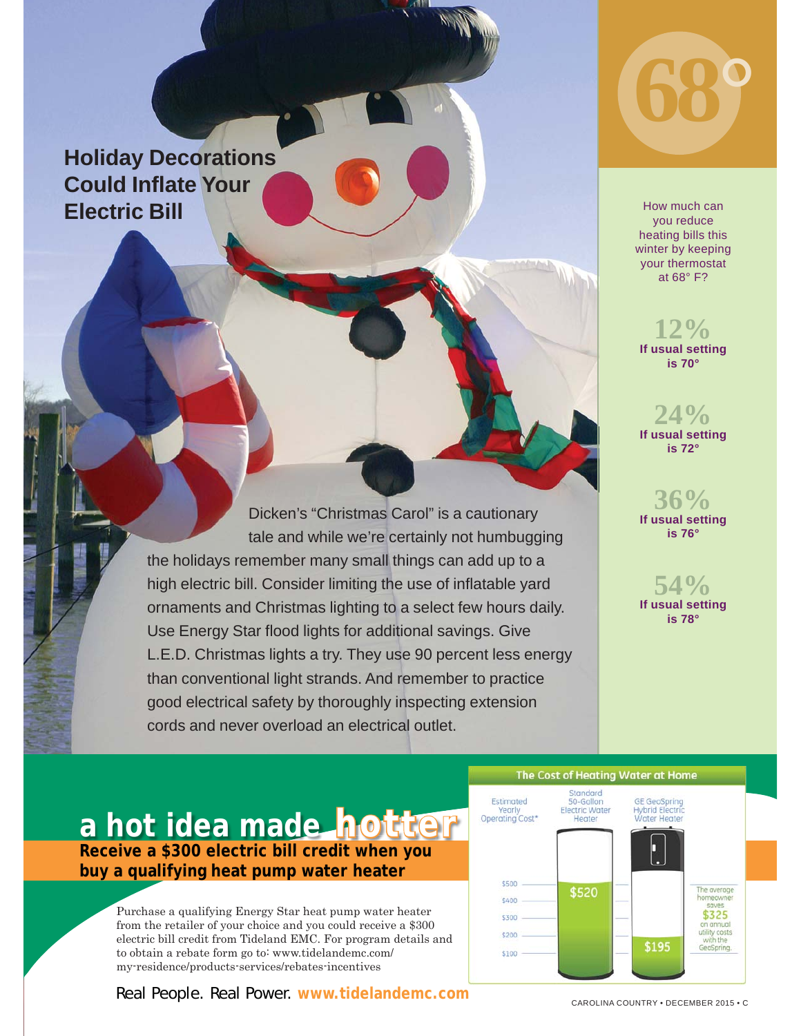# Holiday Decorations Could Inflate Your Electric Bill

Dicken's "Christmas Carol" is a cautionary tale and while we're certainly not humbugging the holidays remember many small things can add up to a high electric bill. Consider limiting the use of inflatable yard ornaments and Christmas lighting to a select few hours daily. Use Energy Star flood lights for additional savings. Give L.E.D. Christmas lights a try. They use 90 percent less energy than conventional light strands. And remember to practice good electrical safety by thoroughly inspecting extension cords and never overload an electrical outlet.

## 68°

How much can you reduce heating bills this winter by keeping your thermostat at 68° F?

**12%** If usual setting is 70°

**24%** If usual setting is 72°

**36%** If usual setting is 76°

**54%** If usual setting is 78°

## a hot idea made hotter

**Receive a $300 electric bill credit when you buy a qualifying heat pump water heater**

Purchase a qualifying Energy Star heat pump water heater from the retailer of your choice and you could receive a $300 electric bill credit from Tideland EMC. For program details and to obtain a rebate form go to: www.tidelandemc.com/my-residence/products-services/rebates-incentives

### The Cost of Heating Water at Home

| | Standard 50-Gallon Electric Water Heater | GE GeoSpring Hybrid Electric Water Heater |
|---|---|---|
| Estimated Yearly Operating Cost* | $520 | $195 |

The average homeowner saves $325 on annual utility costs with the GeoSpring.

Real People. Real Power. **www.tidelandemc.com**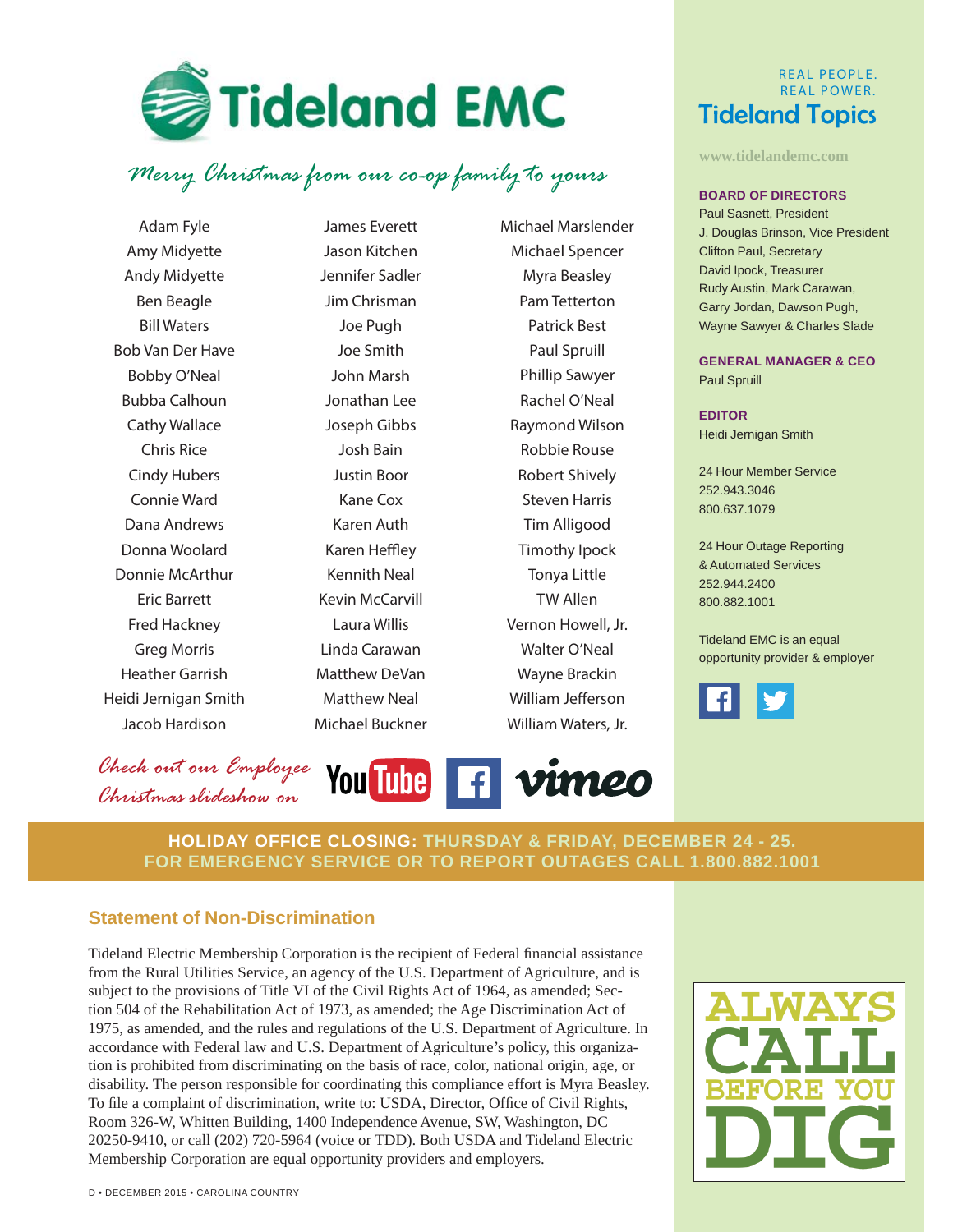# Tideland EMC

*Merry Christmas from our co-op family to yours*

Adam Fyle
Amy Midyette
Andy Midyette
Ben Beagle
Bill Waters
Bob Van Der Have
Bobby O'Neal
Bubba Calhoun
Cathy Wallace
Chris Rice
Cindy Hubers
Connie Ward
Dana Andrews
Donna Woolard
Donnie McArthur
Eric Barrett
Fred Hackney
Greg Morris
Heather Garrish
Heidi Jernigan Smith
Jacob Hardison

James Everett
Jason Kitchen
Jennifer Sadler
Jim Chrisman
Joe Pugh
Joe Smith
John Marsh
Jonathan Lee
Joseph Gibbs
Josh Bain
Justin Boor
Kane Cox
Karen Auth
Karen Heffley
Kennith Neal
Kevin McCarvill
Laura Willis
Linda Carawan
Matthew DeVan
Matthew Neal
Michael Buckner

Michael Marslender
Michael Spencer
Myra Beasley
Pam Tetterton
Patrick Best
Paul Spruill
Phillip Sawyer
Rachel O'Neal
Raymond Wilson
Robbie Rouse
Robert Shively
Steven Harris
Tim Alligood
Timothy Ipock
Tonya Little
TW Allen
Vernon Howell, Jr.
Walter O'Neal
Wayne Brackin
William Jefferson
William Waters, Jr.

*Check out our Employee Christmas slideshow on* YouTube, Facebook, vimeo

REAL PEOPLE.
REAL POWER.

## Tideland Topics

www.tidelandemc.com

**BOARD OF DIRECTORS**
Paul Sasnett, President
J. Douglas Brinson, Vice President
Clifton Paul, Secretary
David Ipock, Treasurer
Rudy Austin, Mark Carawan,
Garry Jordan, Dawson Pugh,
Wayne Sawyer & Charles Slade

**GENERAL MANAGER & CEO**
Paul Spruill

**EDITOR**
Heidi Jernigan Smith

24 Hour Member Service
252.943.3046
800.637.1079

24 Hour Outage Reporting
& Automated Services
252.944.2400
800.882.1001

Tideland EMC is an equal opportunity provider & employer

**HOLIDAY OFFICE CLOSING: THURSDAY & FRIDAY, DECEMBER 24 - 25.**
**FOR EMERGENCY SERVICE OR TO REPORT OUTAGES CALL 1.800.882.1001**

## Statement of Non-Discrimination

Tideland Electric Membership Corporation is the recipient of Federal financial assistance from the Rural Utilities Service, an agency of the U.S. Department of Agriculture, and is subject to the provisions of Title VI of the Civil Rights Act of 1964, as amended; Section 504 of the Rehabilitation Act of 1973, as amended; the Age Discrimination Act of 1975, as amended, and the rules and regulations of the U.S. Department of Agriculture. In accordance with Federal law and U.S. Department of Agriculture's policy, this organization is prohibited from discriminating on the basis of race, color, national origin, age, or disability. The person responsible for coordinating this compliance effort is Myra Beasley. To file a complaint of discrimination, write to: USDA, Director, Office of Civil Rights, Room 326-W, Whitten Building, 1400 Independence Avenue, SW, Washington, DC 20250-9410, or call (202) 720-5964 (voice or TDD). Both USDA and Tideland Electric Membership Corporation are equal opportunity providers and employers.

ALWAYS CALL BEFORE YOU DIG